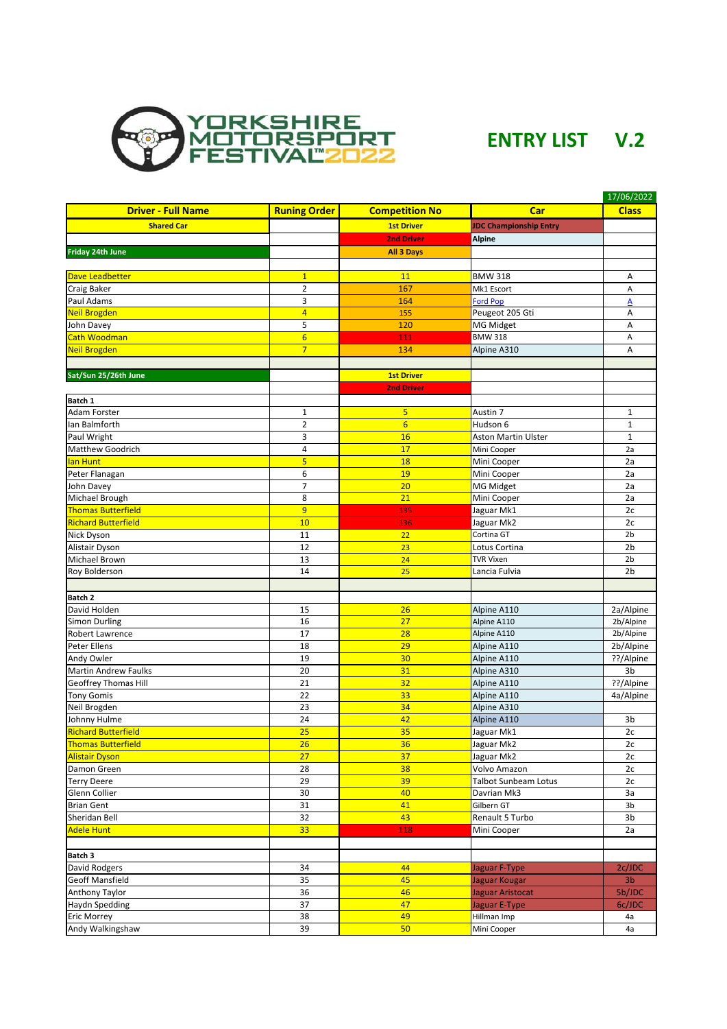# YORKSHIRE MOTORSPORT FESTIVAL 2022

## ENTRY LIST V.2

17/06/2022

| Driver - Full Name | Runing Order | Competition No | Car | Class |
|---|---|---|---|---|
| Shared Car | | 1st Driver | JDC Championship Entry | |
| | | 2nd Driver | Alpine | |
| Friday 24th June | | All 3 Days | | |
| | | | | |
| Dave Leadbetter | 1 | 11 | BMW 318 | A |
| Craig Baker | 2 | 167 | Mk1 Escort | A |
| Paul Adams | 3 | 164 | Ford Pop | A |
| Neil Brogden | 4 | 155 | Peugeot 205 Gti | A |
| John Davey | 5 | 120 | MG Midget | A |
| Cath Woodman | 6 | 111 | BMW 318 | A |
| Neil Brogden | 7 | 134 | Alpine A310 | A |
| | | | | |
| Sat/Sun 25/26th June | | 1st Driver | | |
| | | 2nd Driver | | |
| Batch 1 | | | | |
| Adam Forster | 1 | 5 | Austin 7 | 1 |
| Ian Balmforth | 2 | 6 | Hudson 6 | 1 |
| Paul Wright | 3 | 16 | Aston Martin Ulster | 1 |
| Matthew Goodrich | 4 | 17 | Mini Cooper | 2a |
| Ian Hunt | 5 | 18 | Mini Cooper | 2a |
| Peter Flanagan | 6 | 19 | Mini Cooper | 2a |
| John Davey | 7 | 20 | MG Midget | 2a |
| Michael Brough | 8 | 21 | Mini Cooper | 2a |
| Thomas Butterfield | 9 | 135 | Jaguar Mk1 | 2c |
| Richard Butterfield | 10 | 136 | Jaguar Mk2 | 2c |
| Nick Dyson | 11 | 22 | Cortina GT | 2b |
| Alistair Dyson | 12 | 23 | Lotus Cortina | 2b |
| Michael Brown | 13 | 24 | TVR Vixen | 2b |
| Roy Bolderson | 14 | 25 | Lancia Fulvia | 2b |
| | | | | |
| Batch 2 | | | | |
| David Holden | 15 | 26 | Alpine A110 | 2a/Alpine |
| Simon Durling | 16 | 27 | Alpine A110 | 2b/Alpine |
| Robert Lawrence | 17 | 28 | Alpine A110 | 2b/Alpine |
| Peter Ellens | 18 | 29 | Alpine A110 | 2b/Alpine |
| Andy Owler | 19 | 30 | Alpine A110 | ??/Alpine |
| Martin Andrew Faulks | 20 | 31 | Alpine A310 | 3b |
| Geoffrey Thomas Hill | 21 | 32 | Alpine A110 | ??/Alpine |
| Tony Gomis | 22 | 33 | Alpine A110 | 4a/Alpine |
| Neil Brogden | 23 | 34 | Alpine A310 | |
| Johnny Hulme | 24 | 42 | Alpine A110 | 3b |
| Richard Butterfield | 25 | 35 | Jaguar Mk1 | 2c |
| Thomas Butterfield | 26 | 36 | Jaguar Mk2 | 2c |
| Alistair Dyson | 27 | 37 | Jaguar Mk2 | 2c |
| Damon Green | 28 | 38 | Volvo Amazon | 2c |
| Terry Deere | 29 | 39 | Talbot Sunbeam Lotus | 2c |
| Glenn Collier | 30 | 40 | Davrian Mk3 | 3a |
| Brian Gent | 31 | 41 | Gilbern GT | 3b |
| Sheridan Bell | 32 | 43 | Renault 5 Turbo | 3b |
| Adele Hunt | 33 | 118 | Mini Cooper | 2a |
| | | | | |
| Batch 3 | | | | |
| David Rodgers | 34 | 44 | Jaguar F-Type | 2c/JDC |
| Geoff Mansfield | 35 | 45 | Jaguar Kougar | 3b |
| Anthony Taylor | 36 | 46 | Jaguar Aristocat | 5b/JDC |
| Haydn Spedding | 37 | 47 | Jaguar E-Type | 6c/JDC |
| Eric Morrey | 38 | 49 | Hillman Imp | 4a |
| Andy Walkingshaw | 39 | 50 | Mini Cooper | 4a |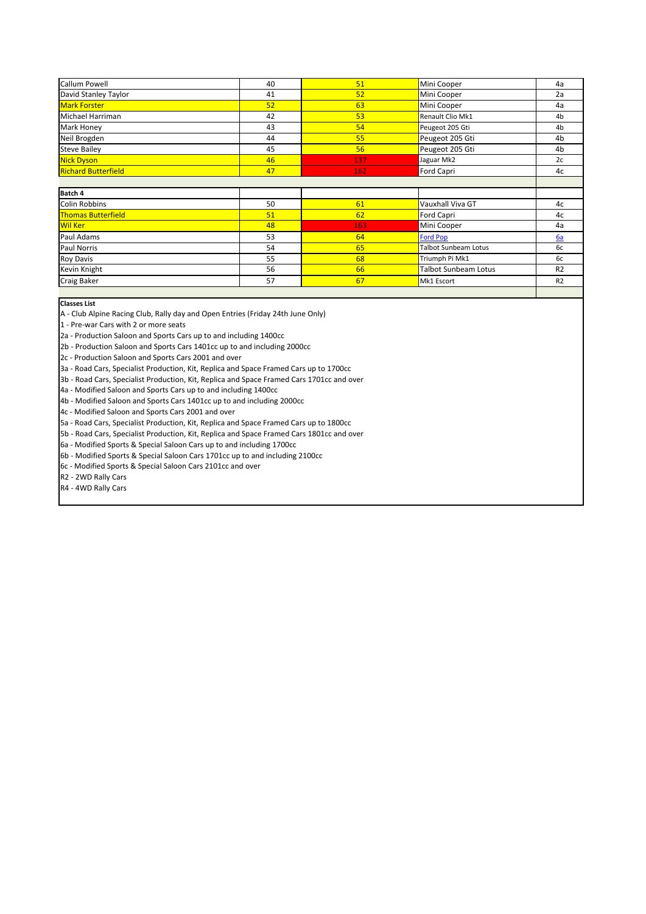| | | | | |
|---|---|---|---|---|
| Callum Powell | 40 | 51 | Mini Cooper | 4a |
| David Stanley Taylor | 41 | 52 | Mini Cooper | 2a |
| Mark Forster | 52 | 63 | Mini Cooper | 4a |
| Michael Harriman | 42 | 53 | Renault Clio Mk1 | 4b |
| Mark Honey | 43 | 54 | Peugeot 205 Gti | 4b |
| Neil Brogden | 44 | 55 | Peugeot 205 Gti | 4b |
| Steve Bailey | 45 | 56 | Peugeot 205 Gti | 4b |
| Nick Dyson | 46 | 137 | Jaguar Mk2 | 2c |
| Richard Butterfield | 47 | 162 | Ford Capri | 4c |
| | | | | |
| **Batch 4** | | | | |
| Colin Robbins | 50 | 61 | Vauxhall Viva GT | 4c |
| Thomas Butterfield | 51 | 62 | Ford Capri | 4c |
| Wil Ker | 48 | 163 | Mini Cooper | 4a |
| Paul Adams | 53 | 64 | Ford Pop | 6a |
| Paul Norris | 54 | 65 | Talbot Sunbeam Lotus | 6c |
| Roy Davis | 55 | 68 | Triumph Pi Mk1 | 6c |
| Kevin Knight | 56 | 66 | Talbot Sunbeam Lotus | R2 |
| Craig Baker | 57 | 67 | Mk1 Escort | R2 |

**Classes List**

A - Club Alpine Racing Club, Rally day and Open Entries (Friday 24th June Only)

1 - Pre-war Cars with 2 or more seats

2a - Production Saloon and Sports Cars up to and including 1400cc

2b - Production Saloon and Sports Cars 1401cc up to and including 2000cc

2c - Production Saloon and Sports Cars 2001 and over

3a - Road Cars, Specialist Production, Kit, Replica and Space Framed Cars up to 1700cc

3b - Road Cars, Specialist Production, Kit, Replica and Space Framed Cars 1701cc and over

4a - Modified Saloon and Sports Cars up to and including 1400cc

4b - Modified Saloon and Sports Cars 1401cc up to and including 2000cc

4c - Modified Saloon and Sports Cars 2001 and over

5a - Road Cars, Specialist Production, Kit, Replica and Space Framed Cars up to 1800cc

5b - Road Cars, Specialist Production, Kit, Replica and Space Framed Cars 1801cc and over

6a - Modified Sports & Special Saloon Cars up to and including 1700cc

6b - Modified Sports & Special Saloon Cars 1701cc up to and including 2100cc

6c - Modified Sports & Special Saloon Cars 2101cc and over

R2 - 2WD Rally Cars

R4 - 4WD Rally Cars